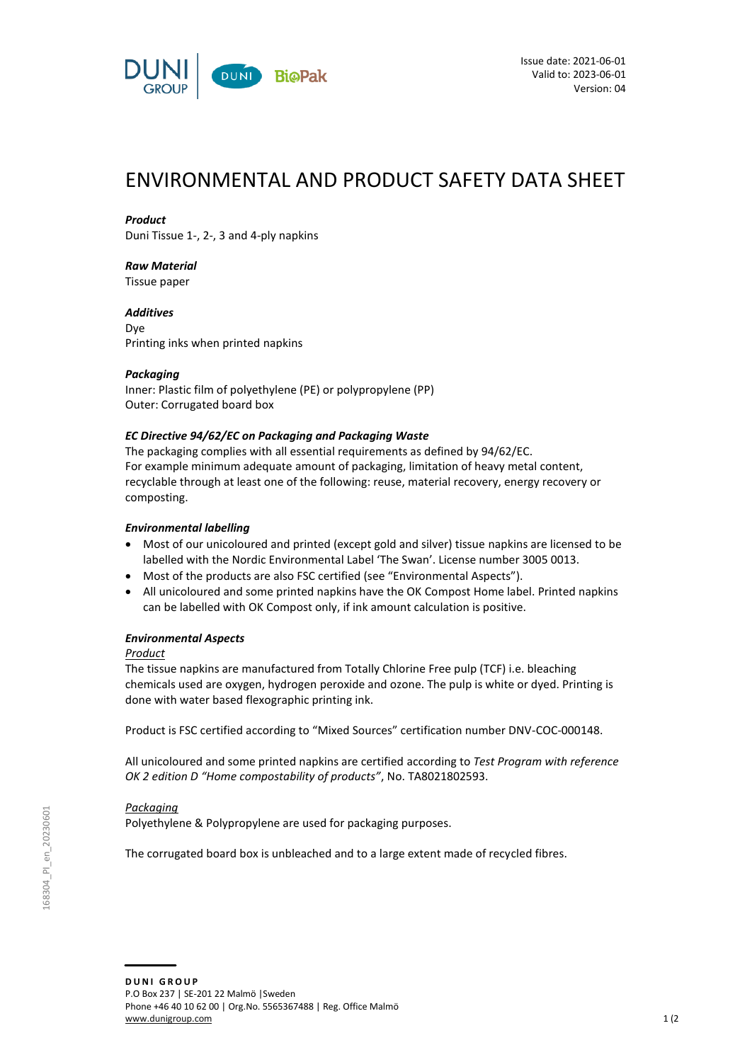Issue date: 2021-06-01
Valid to: 2023-06-01
Version: 04

# ENVIRONMENTAL AND PRODUCT SAFETY DATA SHEET

***Product***
Duni Tissue 1-, 2-, 3 and 4-ply napkins

***Raw Material***
Tissue paper

***Additives***
Dye
Printing inks when printed napkins

***Packaging***
Inner: Plastic film of polyethylene (PE) or polypropylene (PP)
Outer: Corrugated board box

***EC Directive 94/62/EC on Packaging and Packaging Waste***
The packaging complies with all essential requirements as defined by 94/62/EC.
For example minimum adequate amount of packaging, limitation of heavy metal content, recyclable through at least one of the following: reuse, material recovery, energy recovery or composting.

***Environmental labelling***

- Most of our unicoloured and printed (except gold and silver) tissue napkins are licensed to be labelled with the Nordic Environmental Label 'The Swan'. License number 3005 0013.
- Most of the products are also FSC certified (see "Environmental Aspects").
- All unicoloured and some printed napkins have the OK Compost Home label. Printed napkins can be labelled with OK Compost only, if ink amount calculation is positive.

***Environmental Aspects***

<u>Product</u>

The tissue napkins are manufactured from Totally Chlorine Free pulp (TCF) i.e. bleaching chemicals used are oxygen, hydrogen peroxide and ozone. The pulp is white or dyed. Printing is done with water based flexographic printing ink.

Product is FSC certified according to "Mixed Sources" certification number DNV-COC-000148.

All unicoloured and some printed napkins are certified according to *Test Program with reference OK 2 edition D "Home compostability of products"*, No. TA8021802593.

<u>Packaging</u>

Polyethylene & Polypropylene are used for packaging purposes.

The corrugated board box is unbleached and to a large extent made of recycled fibres.

168304_PI_en_20230601

**DUNI GROUP**
P.O Box 237 | SE-201 22 Malmö |Sweden
Phone +46 40 10 62 00 | Org.No. 5565367488 | Reg. Office Malmö
www.dunigroup.com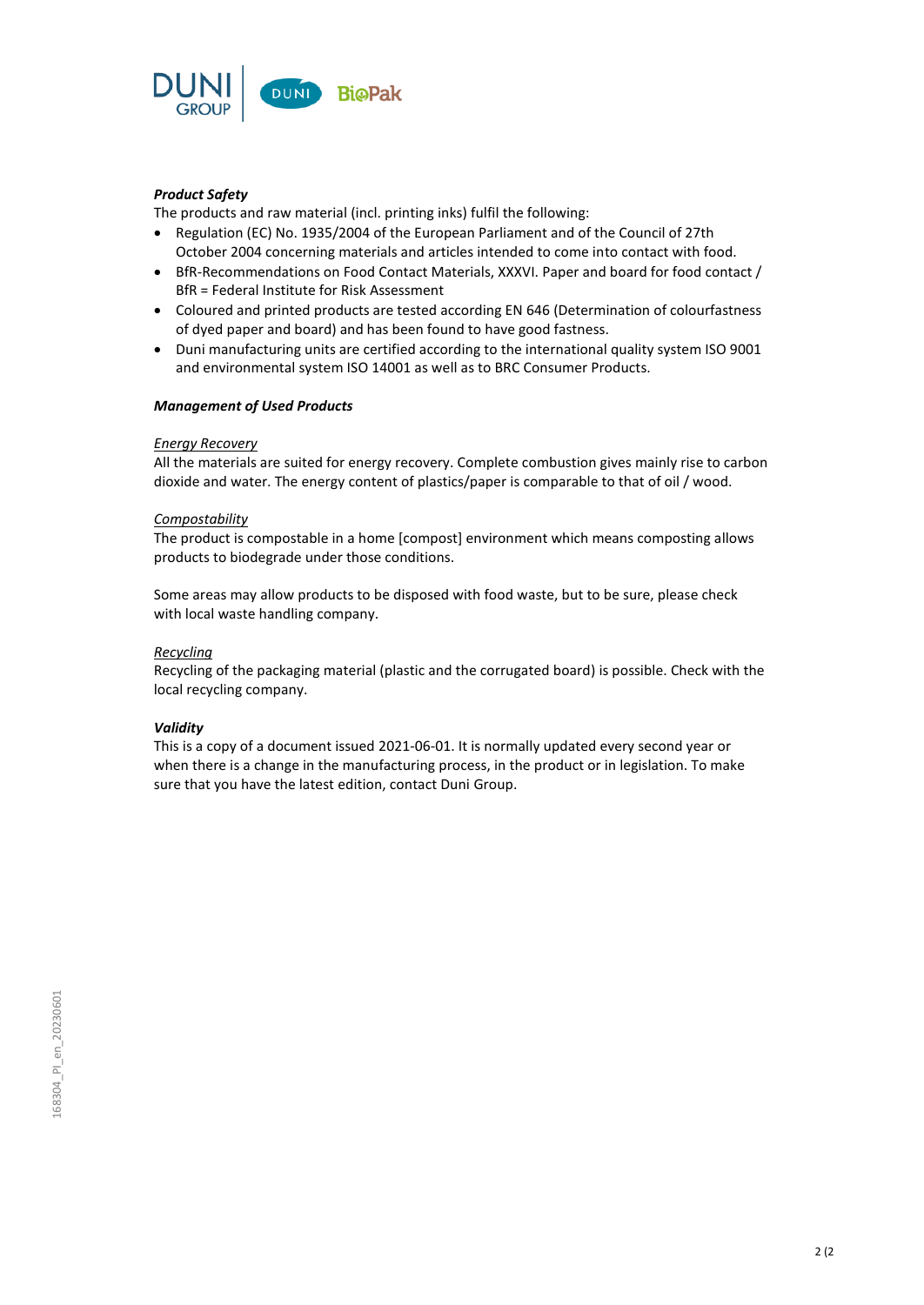***Product Safety***

The products and raw material (incl. printing inks) fulfil the following:

- Regulation (EC) No. 1935/2004 of the European Parliament and of the Council of 27th October 2004 concerning materials and articles intended to come into contact with food.
- BfR-Recommendations on Food Contact Materials, XXXVI. Paper and board for food contact / BfR = Federal Institute for Risk Assessment
- Coloured and printed products are tested according EN 646 (Determination of colourfastness of dyed paper and board) and has been found to have good fastness.
- Duni manufacturing units are certified according to the international quality system ISO 9001 and environmental system ISO 14001 as well as to BRC Consumer Products.

***Management of Used Products***

*Energy Recovery*

All the materials are suited for energy recovery. Complete combustion gives mainly rise to carbon dioxide and water. The energy content of plastics/paper is comparable to that of oil / wood.

*Compostability*

The product is compostable in a home [compost] environment which means composting allows products to biodegrade under those conditions.

Some areas may allow products to be disposed with food waste, but to be sure, please check with local waste handling company.

*Recycling*

Recycling of the packaging material (plastic and the corrugated board) is possible. Check with the local recycling company.

***Validity***

This is a copy of a document issued 2021-06-01. It is normally updated every second year or when there is a change in the manufacturing process, in the product or in legislation. To make sure that you have the latest edition, contact Duni Group.